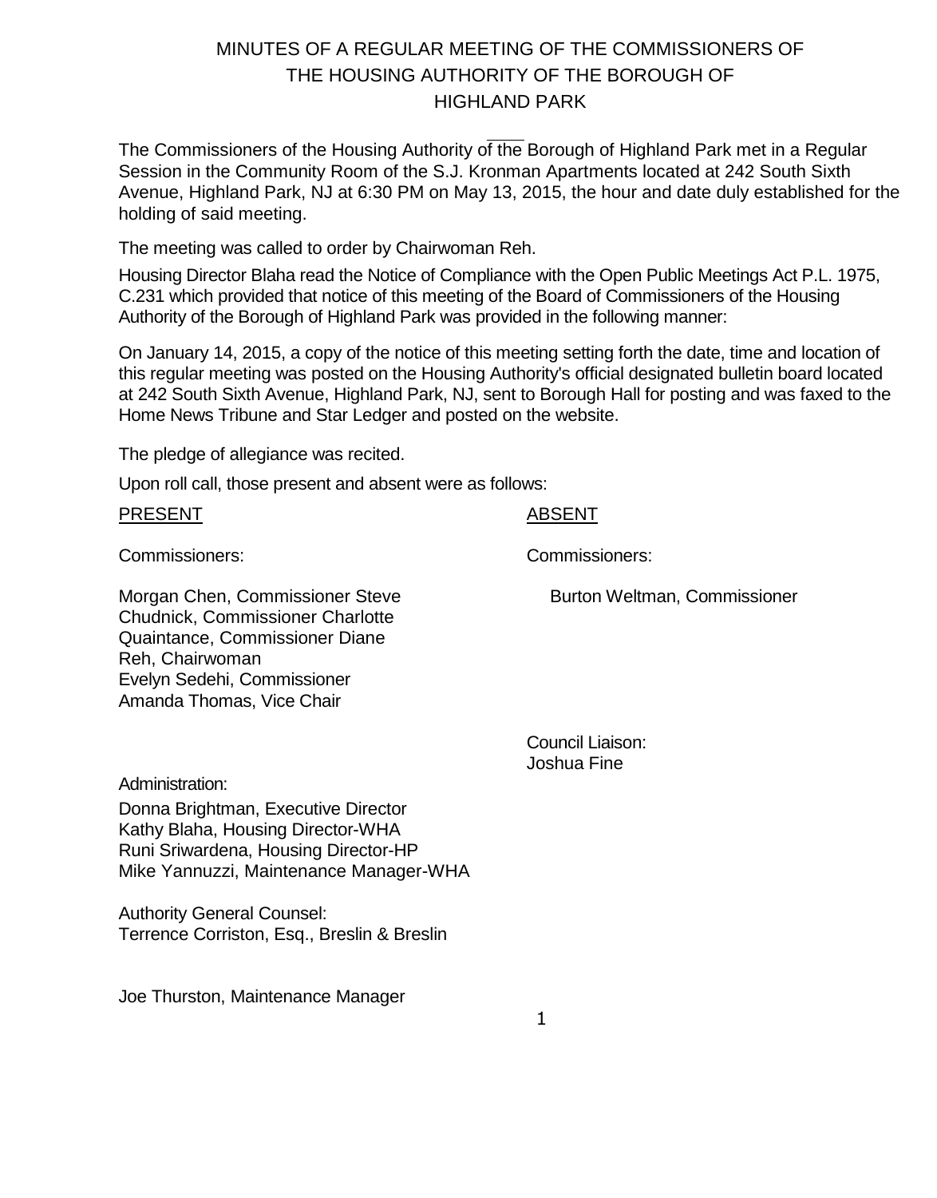# MINUTES OF A REGULAR MEETING OF THE COMMISSIONERS OF THE HOUSING AUTHORITY OF THE BOROUGH OF HIGHLAND PARK

The Commissioners of the Housing Authority of the Borough of Highland Park met in a Regular Session in the Community Room of the S.J. Kronman Apartments located at 242 South Sixth Avenue, Highland Park, NJ at 6:30 PM on May 13, 2015, the hour and date duly established for the holding of said meeting.

The meeting was called to order by Chairwoman Reh.

Housing Director Blaha read the Notice of Compliance with the Open Public Meetings Act P.L. 1975, C.231 which provided that notice of this meeting of the Board of Commissioners of the Housing Authority of the Borough of Highland Park was provided in the following manner:

On January 14, 2015, a copy of the notice of this meeting setting forth the date, time and location of this regular meeting was posted on the Housing Authority's official designated bulletin board located at 242 South Sixth Avenue, Highland Park, NJ, sent to Borough Hall for posting and was faxed to the Home News Tribune and Star Ledger and posted on the website.

The pledge of allegiance was recited.

Upon roll call, those present and absent were as follows:

<u>PRESENT</u>

Commissioners:

Morgan Chen, Commissioner Steve Chudnick, Commissioner Charlotte Quaintance, Commissioner Diane Reh, Chairwoman
Evelyn Sedehi, Commissioner
Amanda Thomas, Vice Chair

<u>ABSENT</u>

Commissioners:

Burton Weltman, Commissioner

Council Liaison:
Joshua Fine

Administration:

Donna Brightman, Executive Director
Kathy Blaha, Housing Director-WHA
Runi Sriwardena, Housing Director-HP
Mike Yannuzzi, Maintenance Manager-WHA

Authority General Counsel:
Terrence Corriston, Esq., Breslin & Breslin

Joe Thurston, Maintenance Manager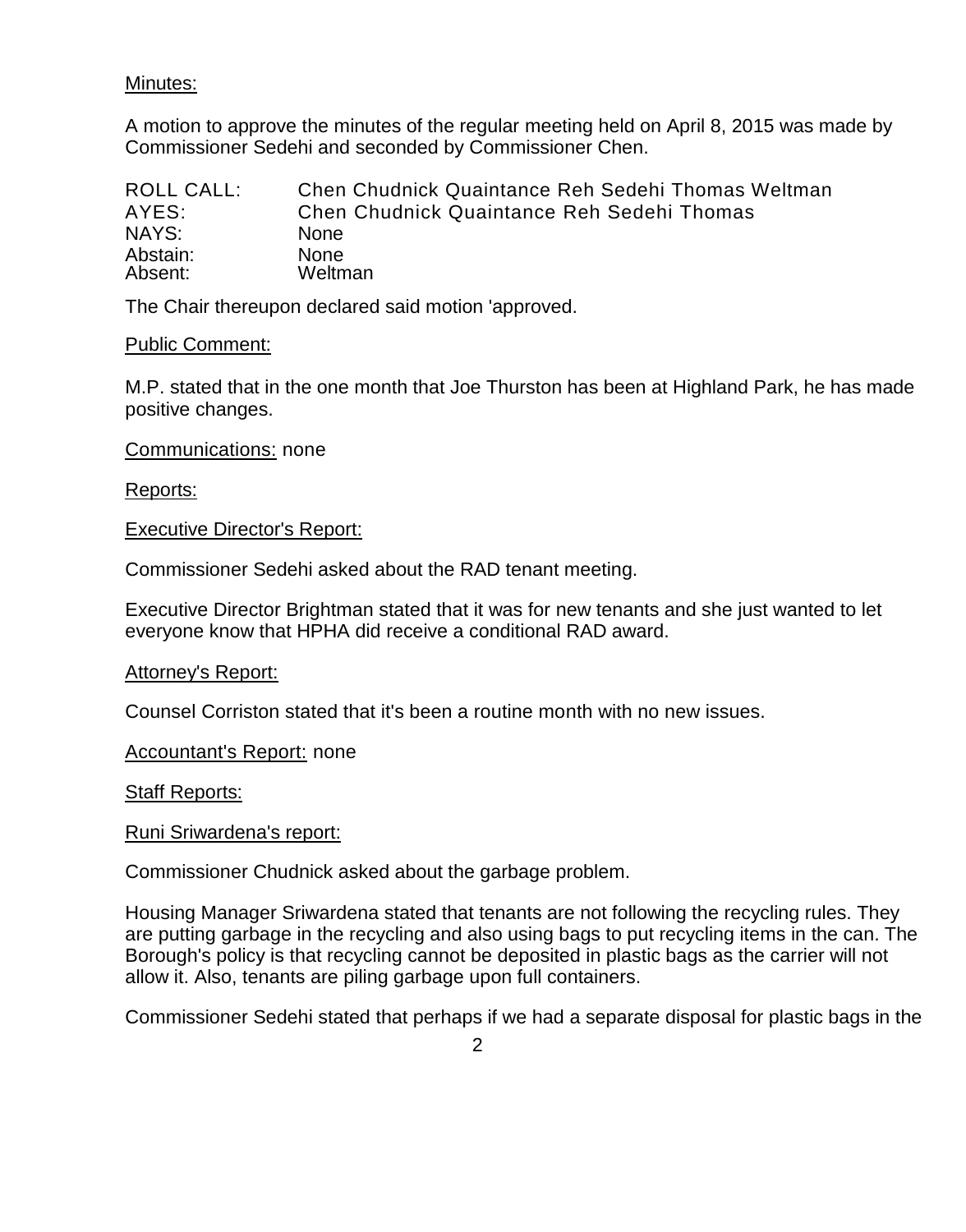Minutes:

A motion to approve the minutes of the regular meeting held on April 8, 2015 was made by Commissioner Sedehi and seconded by Commissioner Chen.

| | |
|---|---|
| ROLL CALL: | Chen Chudnick Quaintance Reh Sedehi Thomas Weltman |
| AYES: | Chen Chudnick Quaintance Reh Sedehi Thomas |
| NAYS: | None |
| Abstain: | None |
| Absent: | Weltman |

The Chair thereupon declared said motion 'approved.

Public Comment:

M.P. stated that in the one month that Joe Thurston has been at Highland Park, he has made positive changes.

Communications: none

Reports:

Executive Director's Report:

Commissioner Sedehi asked about the RAD tenant meeting.

Executive Director Brightman stated that it was for new tenants and she just wanted to let everyone know that HPHA did receive a conditional RAD award.

Attorney's Report:

Counsel Corriston stated that it's been a routine month with no new issues.

Accountant's Report: none

Staff Reports:

Runi Sriwardena's report:

Commissioner Chudnick asked about the garbage problem.

Housing Manager Sriwardena stated that tenants are not following the recycling rules. They are putting garbage in the recycling and also using bags to put recycling items in the can. The Borough's policy is that recycling cannot be deposited in plastic bags as the carrier will not allow it. Also, tenants are piling garbage upon full containers.

Commissioner Sedehi stated that perhaps if we had a separate disposal for plastic bags in the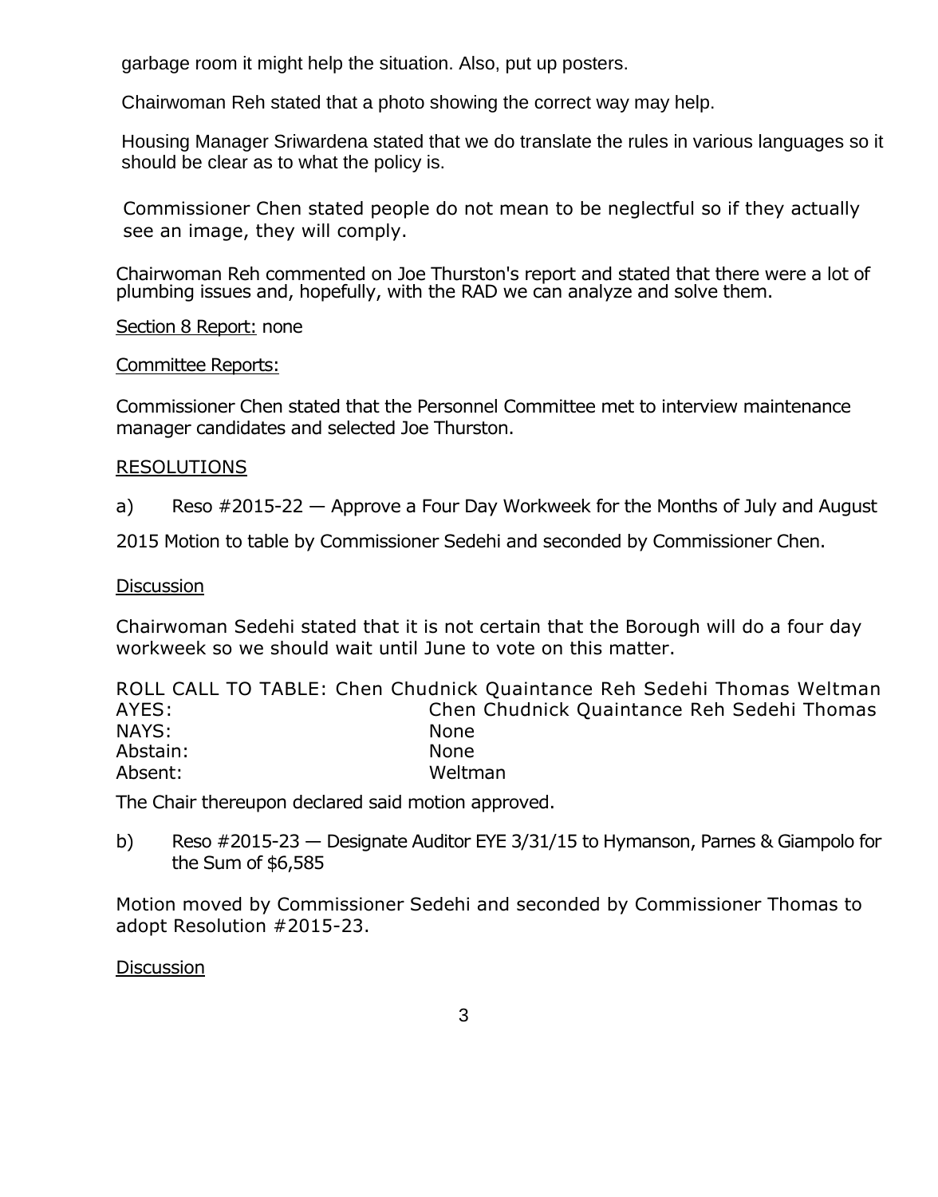garbage room it might help the situation. Also, put up posters.

Chairwoman Reh stated that a photo showing the correct way may help.

Housing Manager Sriwardena stated that we do translate the rules in various languages so it should be clear as to what the policy is.

Commissioner Chen stated people do not mean to be neglectful so if they actually see an image, they will comply.

Chairwoman Reh commented on Joe Thurston's report and stated that there were a lot of plumbing issues and, hopefully, with the RAD we can analyze and solve them.

Section 8 Report: none

Committee Reports:

Commissioner Chen stated that the Personnel Committee met to interview maintenance manager candidates and selected Joe Thurston.

RESOLUTIONS

a) Reso #2015-22 — Approve a Four Day Workweek for the Months of July and August

2015 Motion to table by Commissioner Sedehi and seconded by Commissioner Chen.

Discussion

Chairwoman Sedehi stated that it is not certain that the Borough will do a four day workweek so we should wait until June to vote on this matter.

ROLL CALL TO TABLE: Chen Chudnick Quaintance Reh Sedehi Thomas Weltman

| | |
|---|---|
| AYES: | Chen Chudnick Quaintance Reh Sedehi Thomas |
| NAYS: | None |
| Abstain: | None |
| Absent: | Weltman |

The Chair thereupon declared said motion approved.

b) Reso #2015-23 — Designate Auditor EYE 3/31/15 to Hymanson, Parnes & Giampolo for the Sum of $6,585

Motion moved by Commissioner Sedehi and seconded by Commissioner Thomas to adopt Resolution #2015-23.

Discussion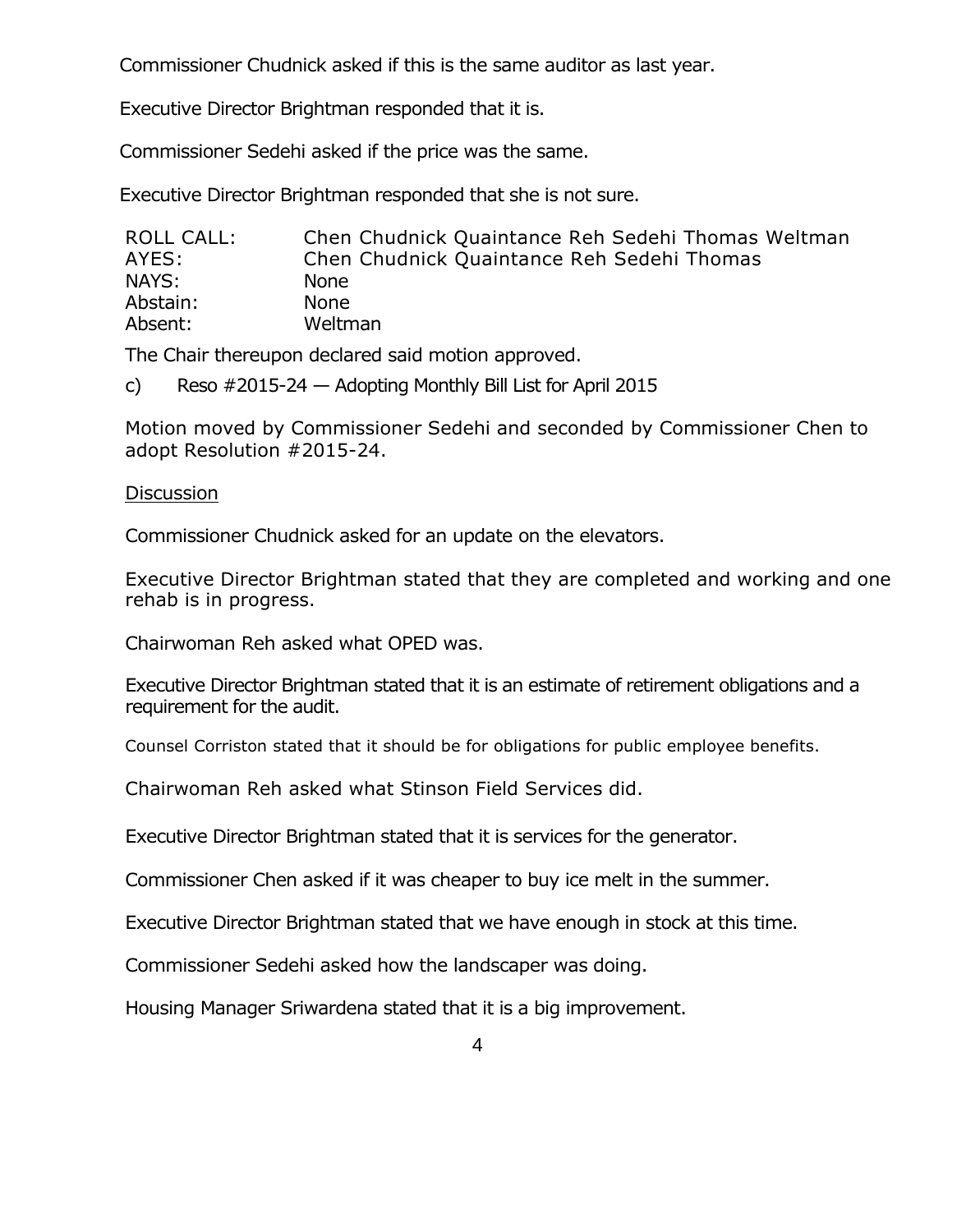Commissioner Chudnick asked if this is the same auditor as last year.

Executive Director Brightman responded that it is.

Commissioner Sedehi asked if the price was the same.

Executive Director Brightman responded that she is not sure.

| | |
|---|---|
| ROLL CALL: | Chen Chudnick Quaintance Reh Sedehi Thomas Weltman |
| AYES: | Chen Chudnick Quaintance Reh Sedehi Thomas |
| NAYS: | None |
| Abstain: | None |
| Absent: | Weltman |

The Chair thereupon declared said motion approved.

c) Reso #2015-24 — Adopting Monthly Bill List for April 2015

Motion moved by Commissioner Sedehi and seconded by Commissioner Chen to adopt Resolution #2015-24.

<u>Discussion</u>

Commissioner Chudnick asked for an update on the elevators.

Executive Director Brightman stated that they are completed and working and one rehab is in progress.

Chairwoman Reh asked what OPED was.

Executive Director Brightman stated that it is an estimate of retirement obligations and a requirement for the audit.

Counsel Corriston stated that it should be for obligations for public employee benefits.

Chairwoman Reh asked what Stinson Field Services did.

Executive Director Brightman stated that it is services for the generator.

Commissioner Chen asked if it was cheaper to buy ice melt in the summer.

Executive Director Brightman stated that we have enough in stock at this time.

Commissioner Sedehi asked how the landscaper was doing.

Housing Manager Sriwardena stated that it is a big improvement.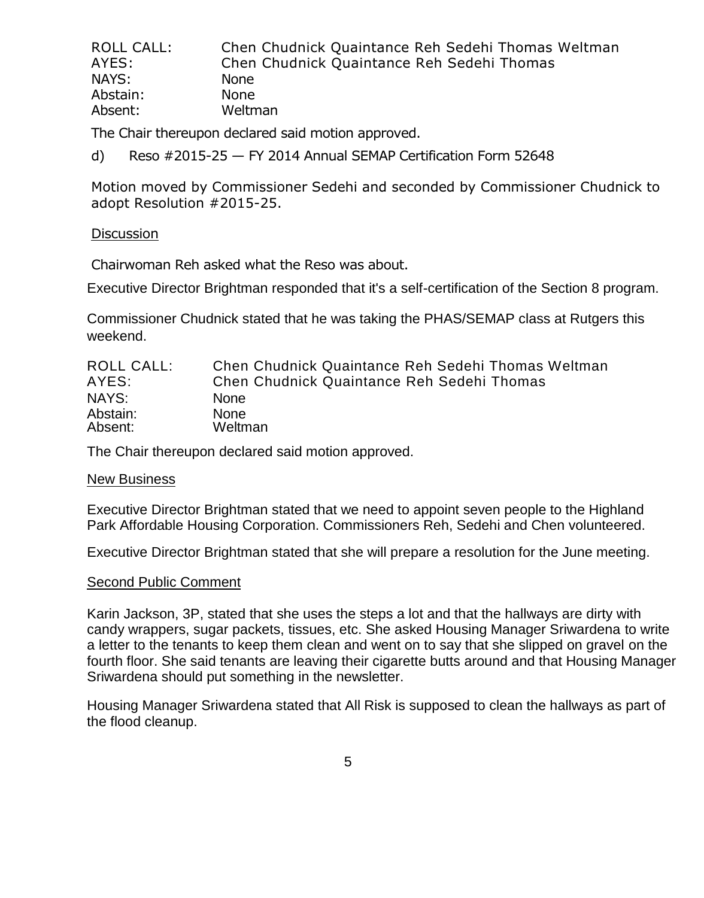| | |
|---|---|
| ROLL CALL: | Chen Chudnick Quaintance Reh Sedehi Thomas Weltman |
| AYES: | Chen Chudnick Quaintance Reh Sedehi Thomas |
| NAYS: | None |
| Abstain: | None |
| Absent: | Weltman |

The Chair thereupon declared said motion approved.

d) Reso #2015-25 — FY 2014 Annual SEMAP Certification Form 52648

Motion moved by Commissioner Sedehi and seconded by Commissioner Chudnick to adopt Resolution #2015-25.

Discussion

Chairwoman Reh asked what the Reso was about.

Executive Director Brightman responded that it's a self-certification of the Section 8 program.

Commissioner Chudnick stated that he was taking the PHAS/SEMAP class at Rutgers this weekend.

| | |
|---|---|
| ROLL CALL: | Chen Chudnick Quaintance Reh Sedehi Thomas Weltman |
| AYES: | Chen Chudnick Quaintance Reh Sedehi Thomas |
| NAYS: | None |
| Abstain: | None |
| Absent: | Weltman |

The Chair thereupon declared said motion approved.

New Business

Executive Director Brightman stated that we need to appoint seven people to the Highland Park Affordable Housing Corporation. Commissioners Reh, Sedehi and Chen volunteered.

Executive Director Brightman stated that she will prepare a resolution for the June meeting.

Second Public Comment

Karin Jackson, 3P, stated that she uses the steps a lot and that the hallways are dirty with candy wrappers, sugar packets, tissues, etc. She asked Housing Manager Sriwardena to write a letter to the tenants to keep them clean and went on to say that she slipped on gravel on the fourth floor. She said tenants are leaving their cigarette butts around and that Housing Manager Sriwardena should put something in the newsletter.

Housing Manager Sriwardena stated that All Risk is supposed to clean the hallways as part of the flood cleanup.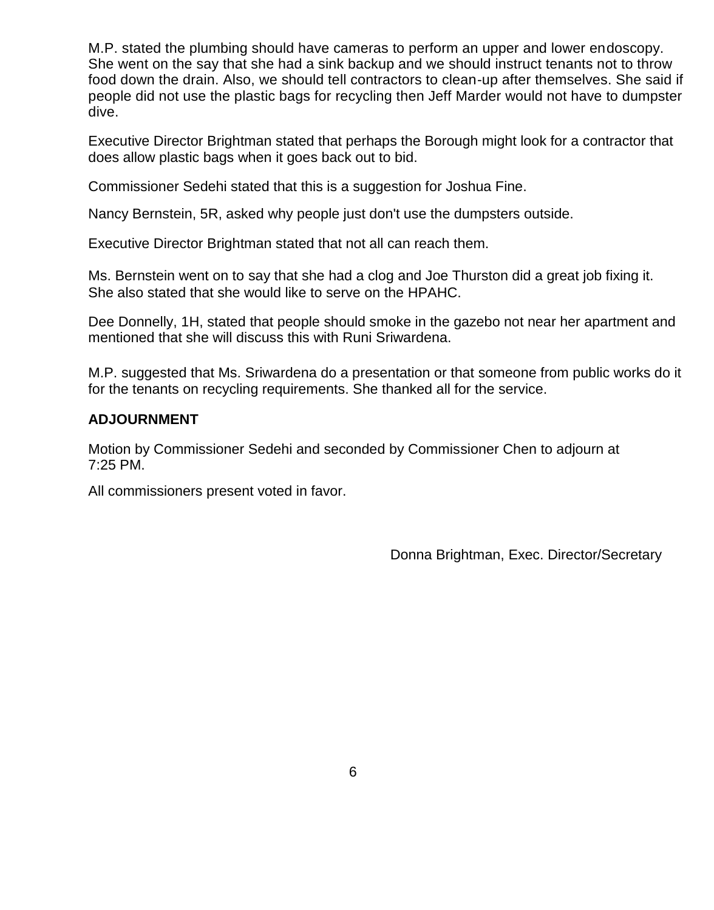M.P. stated the plumbing should have cameras to perform an upper and lower endoscopy. She went on the say that she had a sink backup and we should instruct tenants not to throw food down the drain. Also, we should tell contractors to clean-up after themselves. She said if people did not use the plastic bags for recycling then Jeff Marder would not have to dumpster dive.

Executive Director Brightman stated that perhaps the Borough might look for a contractor that does allow plastic bags when it goes back out to bid.

Commissioner Sedehi stated that this is a suggestion for Joshua Fine.

Nancy Bernstein, 5R, asked why people just don't use the dumpsters outside.

Executive Director Brightman stated that not all can reach them.

Ms. Bernstein went on to say that she had a clog and Joe Thurston did a great job fixing it. She also stated that she would like to serve on the HPAHC.

Dee Donnelly, 1H, stated that people should smoke in the gazebo not near her apartment and mentioned that she will discuss this with Runi Sriwardena.

M.P. suggested that Ms. Sriwardena do a presentation or that someone from public works do it for the tenants on recycling requirements. She thanked all for the service.

**ADJOURNMENT**

Motion by Commissioner Sedehi and seconded by Commissioner Chen to adjourn at 7:25 PM.

All commissioners present voted in favor.

Donna Brightman, Exec. Director/Secretary